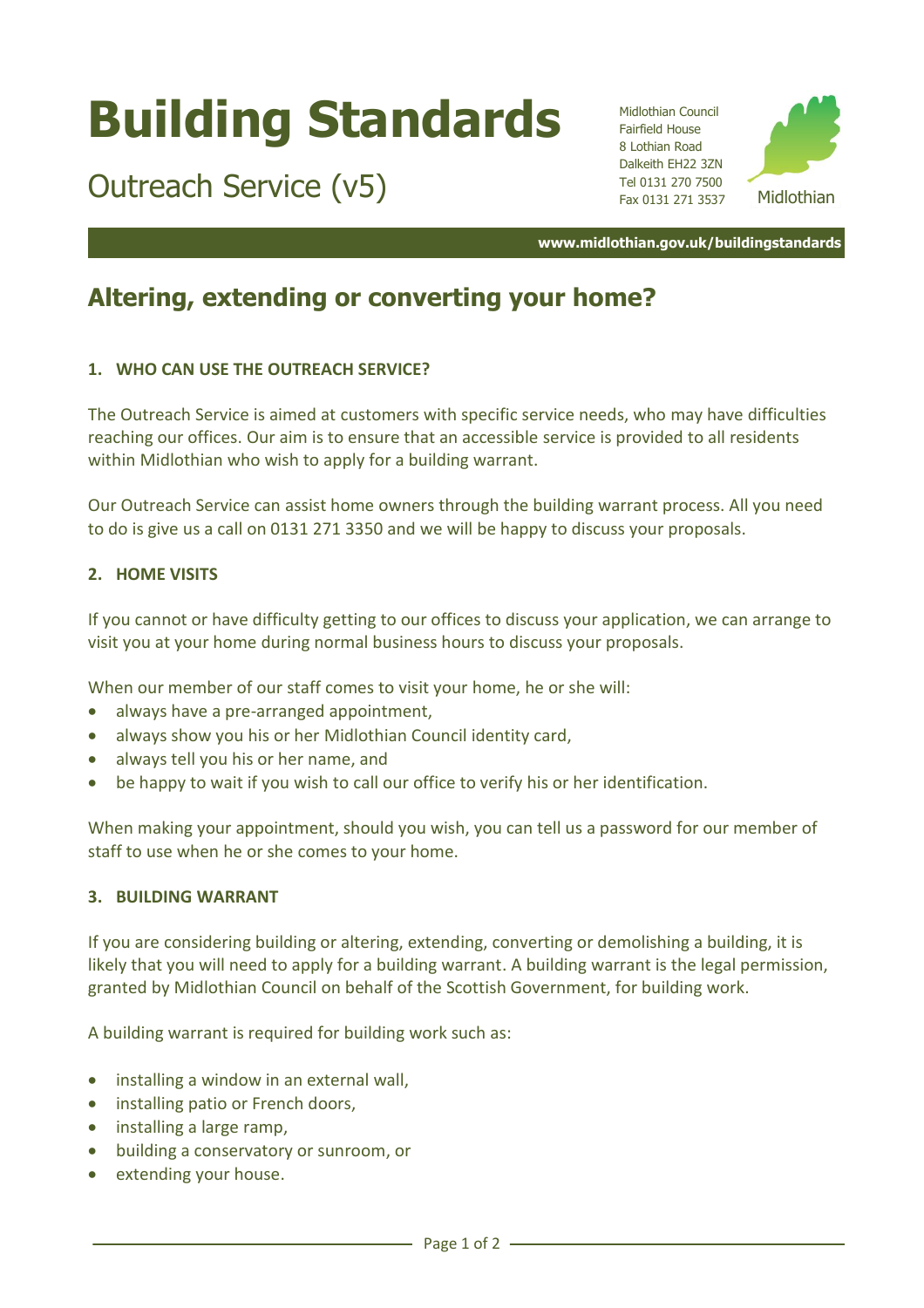# Building Standards

## Outreach Service (v5)

Midlothian Council
Fairfield House
8 Lothian Road
Dalkeith EH22 3ZN
Tel 0131 270 7500
Fax 0131 271 3537

Midlothian

**www.midlothian.gov.uk/buildingstandards**

## Altering, extending or converting your home?

### 1. WHO CAN USE THE OUTREACH SERVICE?

The Outreach Service is aimed at customers with specific service needs, who may have difficulties reaching our offices. Our aim is to ensure that an accessible service is provided to all residents within Midlothian who wish to apply for a building warrant.

Our Outreach Service can assist home owners through the building warrant process. All you need to do is give us a call on 0131 271 3350 and we will be happy to discuss your proposals.

### 2. HOME VISITS

If you cannot or have difficulty getting to our offices to discuss your application, we can arrange to visit you at your home during normal business hours to discuss your proposals.

When our member of our staff comes to visit your home, he or she will:

- always have a pre-arranged appointment,
- always show you his or her Midlothian Council identity card,
- always tell you his or her name, and
- be happy to wait if you wish to call our office to verify his or her identification.

When making your appointment, should you wish, you can tell us a password for our member of staff to use when he or she comes to your home.

### 3. BUILDING WARRANT

If you are considering building or altering, extending, converting or demolishing a building, it is likely that you will need to apply for a building warrant. A building warrant is the legal permission, granted by Midlothian Council on behalf of the Scottish Government, for building work.

A building warrant is required for building work such as:

- installing a window in an external wall,
- installing patio or French doors,
- installing a large ramp,
- building a conservatory or sunroom, or
- extending your house.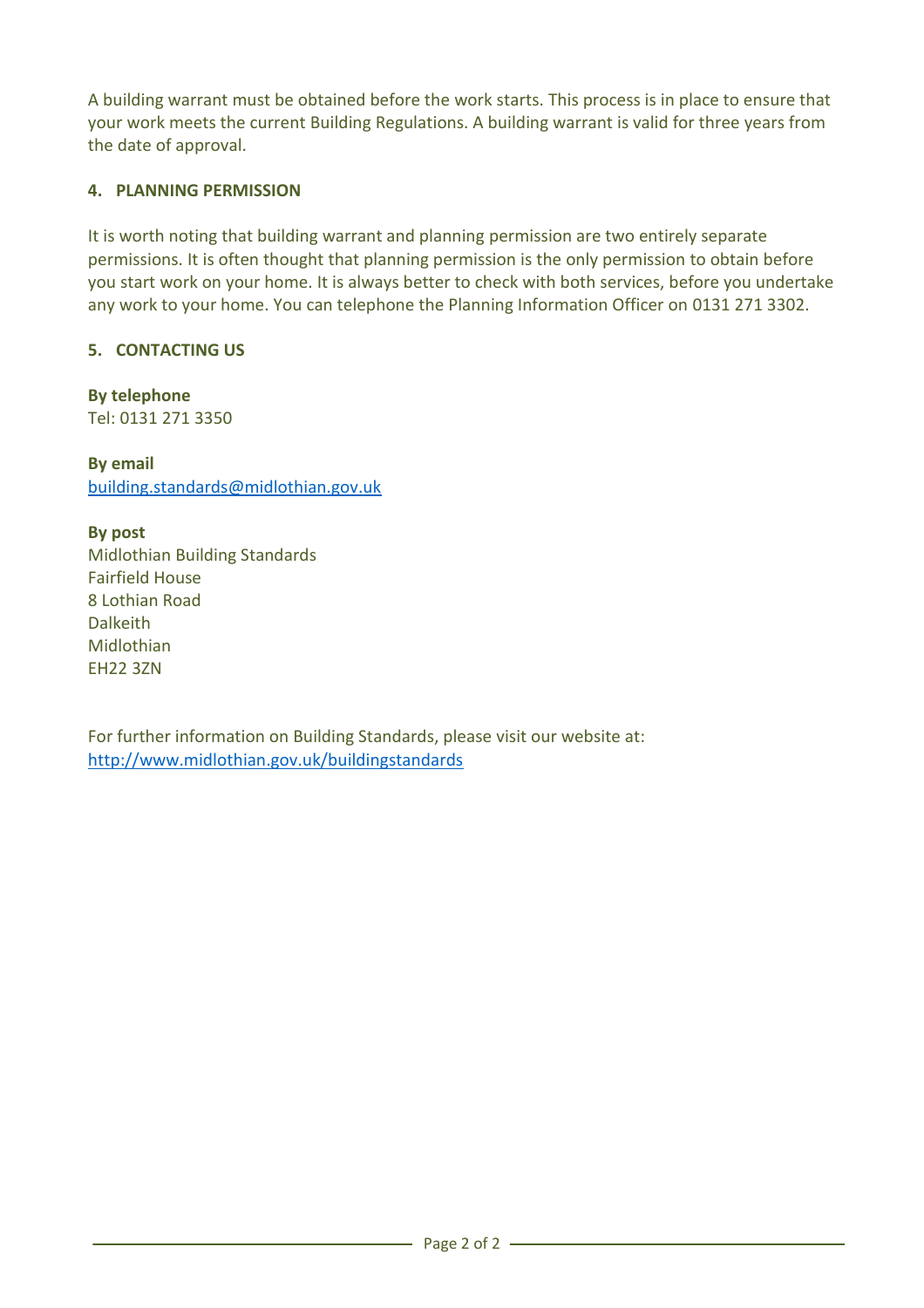A building warrant must be obtained before the work starts. This process is in place to ensure that your work meets the current Building Regulations. A building warrant is valid for three years from the date of approval.

## 4. PLANNING PERMISSION

It is worth noting that building warrant and planning permission are two entirely separate permissions. It is often thought that planning permission is the only permission to obtain before you start work on your home. It is always better to check with both services, before you undertake any work to your home. You can telephone the Planning Information Officer on 0131 271 3302.

## 5. CONTACTING US

**By telephone**
Tel: 0131 271 3350

**By email**
building.standards@midlothian.gov.uk

**By post**
Midlothian Building Standards
Fairfield House
8 Lothian Road
Dalkeith
Midlothian
EH22 3ZN

For further information on Building Standards, please visit our website at:
http://www.midlothian.gov.uk/buildingstandards